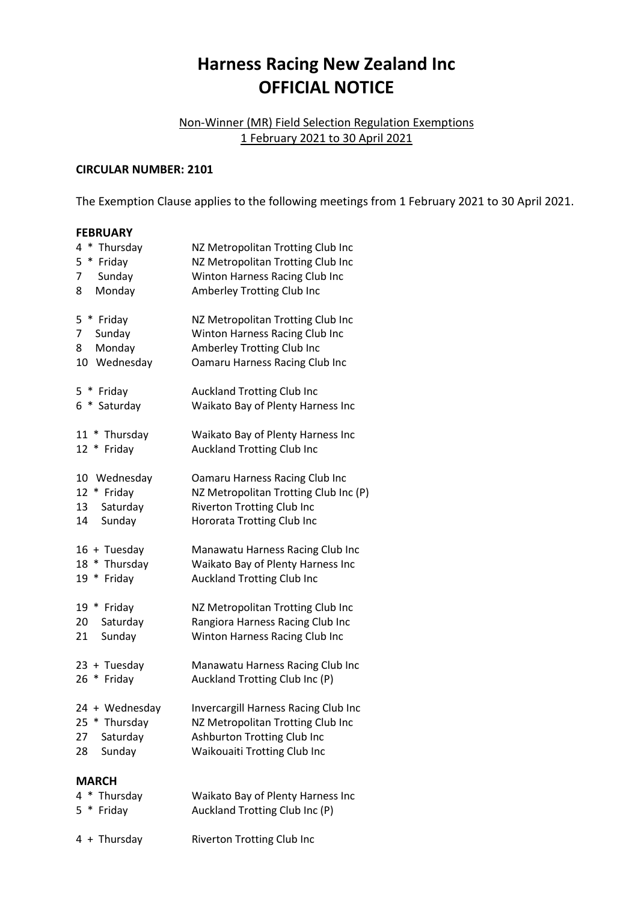# Harness Racing New Zealand Inc
# OFFICIAL NOTICE

Non-Winner (MR) Field Selection Regulation Exemptions
1 February 2021 to 30 April 2021

**CIRCULAR NUMBER: 2101**

The Exemption Clause applies to the following meetings from 1 February 2021 to 30 April 2021.

**FEBRUARY**

| | |
|---|---|
| 4 * Thursday | NZ Metropolitan Trotting Club Inc |
| 5 * Friday | NZ Metropolitan Trotting Club Inc |
| 7 Sunday | Winton Harness Racing Club Inc |
| 8 Monday | Amberley Trotting Club Inc |

| | |
|---|---|
| 5 * Friday | NZ Metropolitan Trotting Club Inc |
| 7 Sunday | Winton Harness Racing Club Inc |
| 8 Monday | Amberley Trotting Club Inc |
| 10 Wednesday | Oamaru Harness Racing Club Inc |

| | |
|---|---|
| 5 * Friday | Auckland Trotting Club Inc |
| 6 * Saturday | Waikato Bay of Plenty Harness Inc |

| | |
|---|---|
| 11 * Thursday | Waikato Bay of Plenty Harness Inc |
| 12 * Friday | Auckland Trotting Club Inc |

| | |
|---|---|
| 10 Wednesday | Oamaru Harness Racing Club Inc |
| 12 * Friday | NZ Metropolitan Trotting Club Inc (P) |
| 13 Saturday | Riverton Trotting Club Inc |
| 14 Sunday | Hororata Trotting Club Inc |

| | |
|---|---|
| 16 + Tuesday | Manawatu Harness Racing Club Inc |
| 18 * Thursday | Waikato Bay of Plenty Harness Inc |
| 19 * Friday | Auckland Trotting Club Inc |

| | |
|---|---|
| 19 * Friday | NZ Metropolitan Trotting Club Inc |
| 20 Saturday | Rangiora Harness Racing Club Inc |
| 21 Sunday | Winton Harness Racing Club Inc |

| | |
|---|---|
| 23 + Tuesday | Manawatu Harness Racing Club Inc |
| 26 * Friday | Auckland Trotting Club Inc (P) |

| | |
|---|---|
| 24 + Wednesday | Invercargill Harness Racing Club Inc |
| 25 * Thursday | NZ Metropolitan Trotting Club Inc |
| 27 Saturday | Ashburton Trotting Club Inc |
| 28 Sunday | Waikouaiti Trotting Club Inc |

**MARCH**

| | |
|---|---|
| 4 * Thursday | Waikato Bay of Plenty Harness Inc |
| 5 * Friday | Auckland Trotting Club Inc (P) |

| | |
|---|---|
| 4 + Thursday | Riverton Trotting Club Inc |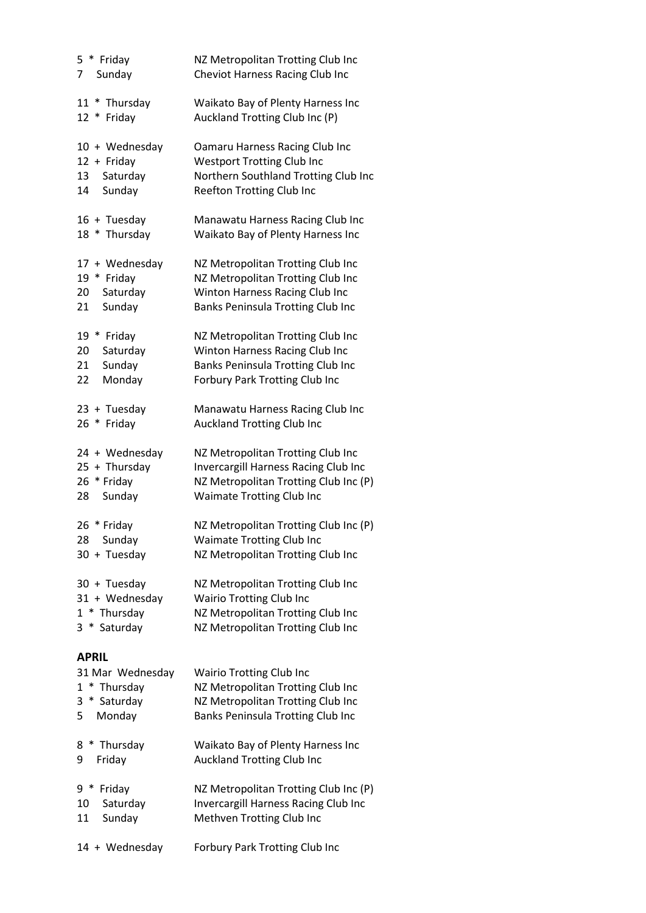5 * Friday NZ Metropolitan Trotting Club Inc
7 Sunday Cheviot Harness Racing Club Inc

11 * Thursday Waikato Bay of Plenty Harness Inc
12 * Friday Auckland Trotting Club Inc (P)

10 + Wednesday Oamaru Harness Racing Club Inc
12 + Friday Westport Trotting Club Inc
13 Saturday Northern Southland Trotting Club Inc
14 Sunday Reefton Trotting Club Inc

16 + Tuesday Manawatu Harness Racing Club Inc
18 * Thursday Waikato Bay of Plenty Harness Inc

17 + Wednesday NZ Metropolitan Trotting Club Inc
19 * Friday NZ Metropolitan Trotting Club Inc
20 Saturday Winton Harness Racing Club Inc
21 Sunday Banks Peninsula Trotting Club Inc

19 * Friday NZ Metropolitan Trotting Club Inc
20 Saturday Winton Harness Racing Club Inc
21 Sunday Banks Peninsula Trotting Club Inc
22 Monday Forbury Park Trotting Club Inc

23 + Tuesday Manawatu Harness Racing Club Inc
26 * Friday Auckland Trotting Club Inc

24 + Wednesday NZ Metropolitan Trotting Club Inc
25 + Thursday Invercargill Harness Racing Club Inc
26 * Friday NZ Metropolitan Trotting Club Inc (P)
28 Sunday Waimate Trotting Club Inc

26 * Friday NZ Metropolitan Trotting Club Inc (P)
28 Sunday Waimate Trotting Club Inc
30 + Tuesday NZ Metropolitan Trotting Club Inc

30 + Tuesday NZ Metropolitan Trotting Club Inc
31 + Wednesday Wairio Trotting Club Inc
1 * Thursday NZ Metropolitan Trotting Club Inc
3 * Saturday NZ Metropolitan Trotting Club Inc

**APRIL**

31 Mar Wednesday Wairio Trotting Club Inc
1 * Thursday NZ Metropolitan Trotting Club Inc
3 * Saturday NZ Metropolitan Trotting Club Inc
5 Monday Banks Peninsula Trotting Club Inc

8 * Thursday Waikato Bay of Plenty Harness Inc
9 Friday Auckland Trotting Club Inc

9 * Friday NZ Metropolitan Trotting Club Inc (P)
10 Saturday Invercargill Harness Racing Club Inc
11 Sunday Methven Trotting Club Inc

14 + Wednesday Forbury Park Trotting Club Inc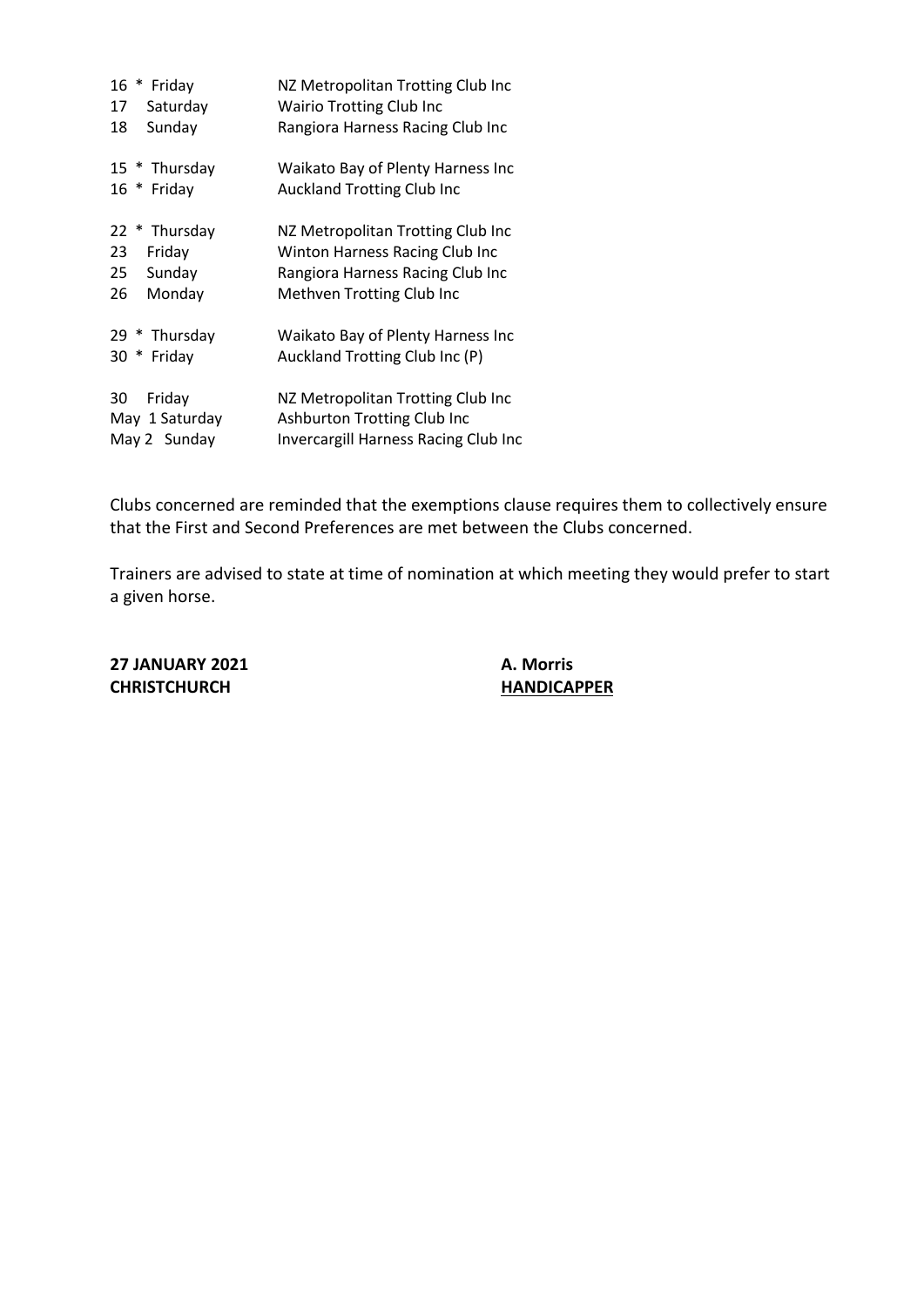| | | |
|---|---|---|
| 16 * | Friday | NZ Metropolitan Trotting Club Inc |
| 17 | Saturday | Wairio Trotting Club Inc |
| 18 | Sunday | Rangiora Harness Racing Club Inc |
| | | |
| 15 * | Thursday | Waikato Bay of Plenty Harness Inc |
| 16 * | Friday | Auckland Trotting Club Inc |
| | | |
| 22 * | Thursday | NZ Metropolitan Trotting Club Inc |
| 23 | Friday | Winton Harness Racing Club Inc |
| 25 | Sunday | Rangiora Harness Racing Club Inc |
| 26 | Monday | Methven Trotting Club Inc |
| | | |
| 29 * | Thursday | Waikato Bay of Plenty Harness Inc |
| 30 * | Friday | Auckland Trotting Club Inc (P) |
| | | |
| 30 | Friday | NZ Metropolitan Trotting Club Inc |
| May 1 | Saturday | Ashburton Trotting Club Inc |
| May 2 | Sunday | Invercargill Harness Racing Club Inc |

Clubs concerned are reminded that the exemptions clause requires them to collectively ensure that the First and Second Preferences are met between the Clubs concerned.

Trainers are advised to state at time of nomination at which meeting they would prefer to start a given horse.

**27 JANUARY 2021**
**CHRISTCHURCH**

**A. Morris**
**HANDICAPPER**